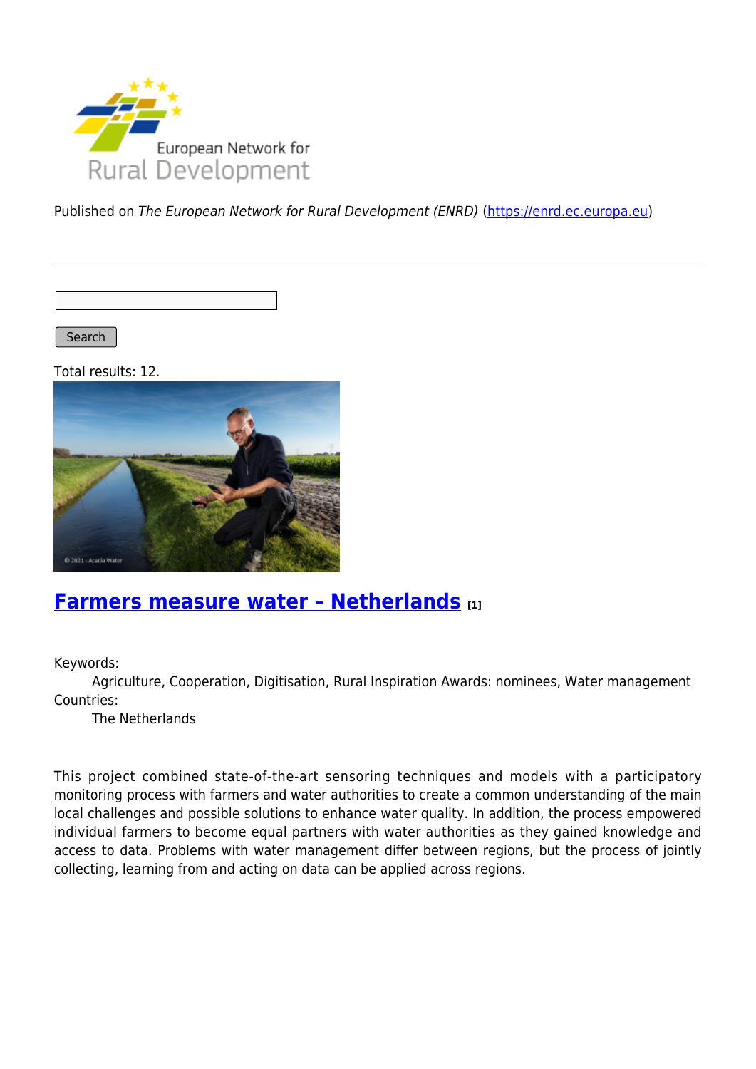Published on *The European Network for Rural Development (ENRD)* (https://enrd.ec.europa.eu)

Search

Total results: 12.

## Farmers measure water – Netherlands [1]

Keywords:
Agriculture, Cooperation, Digitisation, Rural Inspiration Awards: nominees, Water management

Countries:
The Netherlands

This project combined state-of-the-art sensoring techniques and models with a participatory monitoring process with farmers and water authorities to create a common understanding of the main local challenges and possible solutions to enhance water quality. In addition, the process empowered individual farmers to become equal partners with water authorities as they gained knowledge and access to data. Problems with water management differ between regions, but the process of jointly collecting, learning from and acting on data can be applied across regions.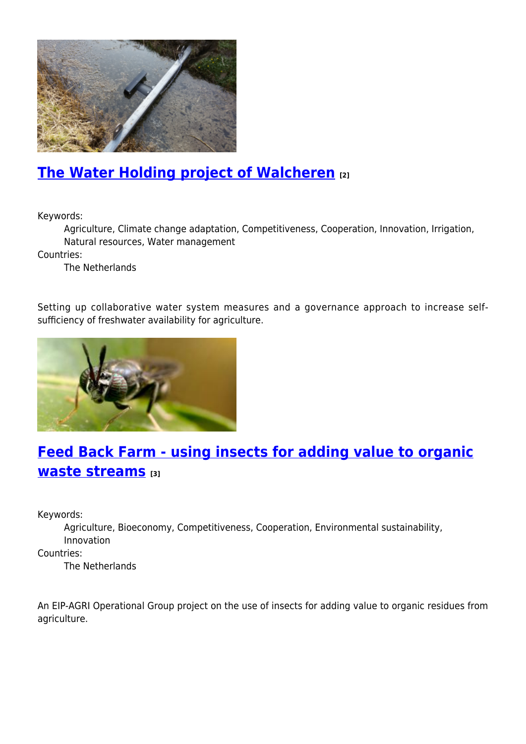## The Water Holding project of Walcheren [2]

Keywords:
: Agriculture, Climate change adaptation, Competitiveness, Cooperation, Innovation, Irrigation, Natural resources, Water management

Countries:
: The Netherlands

Setting up collaborative water system measures and a governance approach to increase self-sufficiency of freshwater availability for agriculture.

## Feed Back Farm - using insects for adding value to organic waste streams [3]

Keywords:
: Agriculture, Bioeconomy, Competitiveness, Cooperation, Environmental sustainability, Innovation

Countries:
: The Netherlands

An EIP-AGRI Operational Group project on the use of insects for adding value to organic residues from agriculture.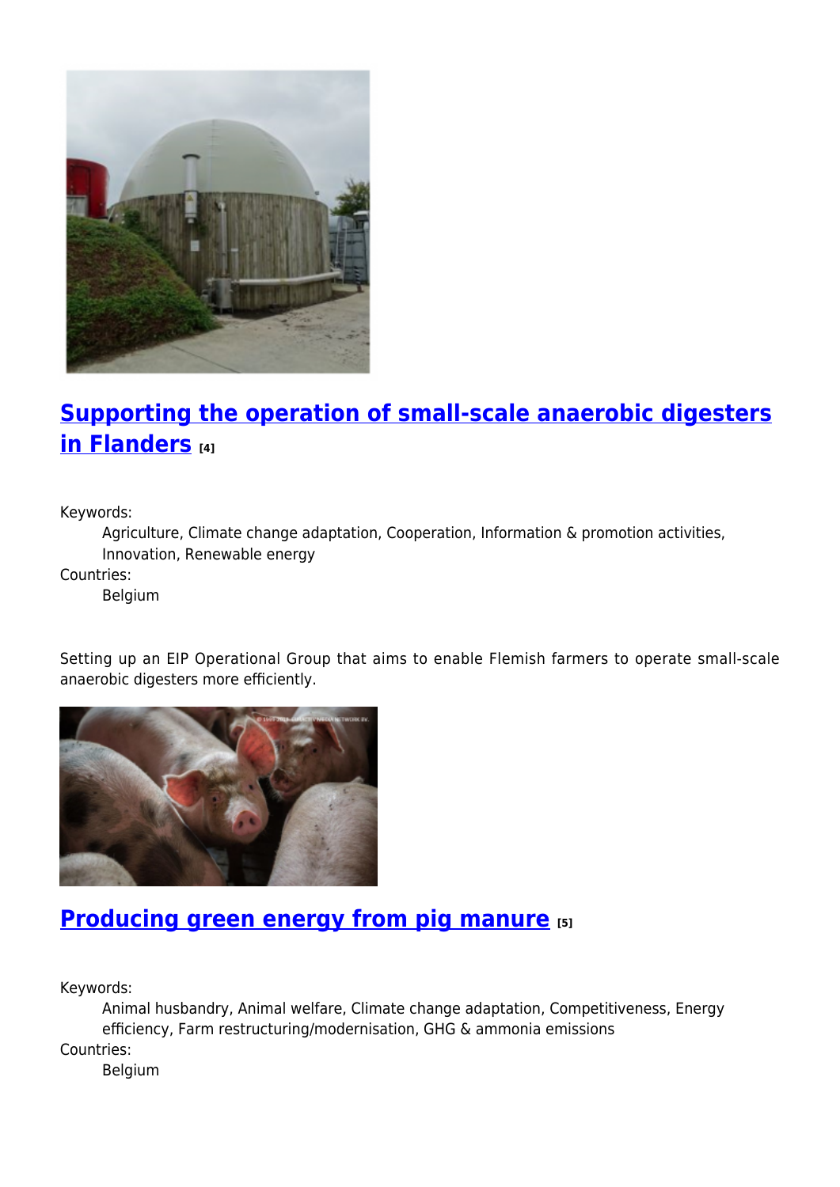## Supporting the operation of small-scale anaerobic digesters in Flanders [4]

Keywords:

Agriculture, Climate change adaptation, Cooperation, Information & promotion activities, Innovation, Renewable energy

Countries:

Belgium

Setting up an EIP Operational Group that aims to enable Flemish farmers to operate small-scale anaerobic digesters more efficiently.

## Producing green energy from pig manure [5]

Keywords:

Animal husbandry, Animal welfare, Climate change adaptation, Competitiveness, Energy efficiency, Farm restructuring/modernisation, GHG & ammonia emissions

Countries:

Belgium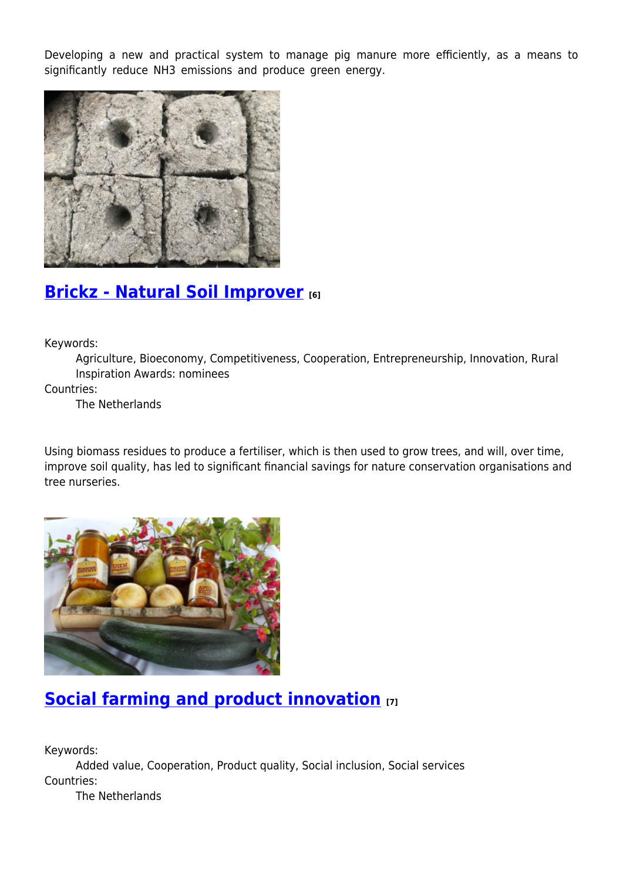Developing a new and practical system to manage pig manure more efficiently, as a means to significantly reduce $NH_3$ emissions and produce green energy.

## Brickz - Natural Soil Improver [6]

Keywords:
: Agriculture, Bioeconomy, Competitiveness, Cooperation, Entrepreneurship, Innovation, Rural Inspiration Awards: nominees

Countries:
: The Netherlands

Using biomass residues to produce a fertiliser, which is then used to grow trees, and will, over time, improve soil quality, has led to significant financial savings for nature conservation organisations and tree nurseries.

## Social farming and product innovation [7]

Keywords:
: Added value, Cooperation, Product quality, Social inclusion, Social services

Countries:
: The Netherlands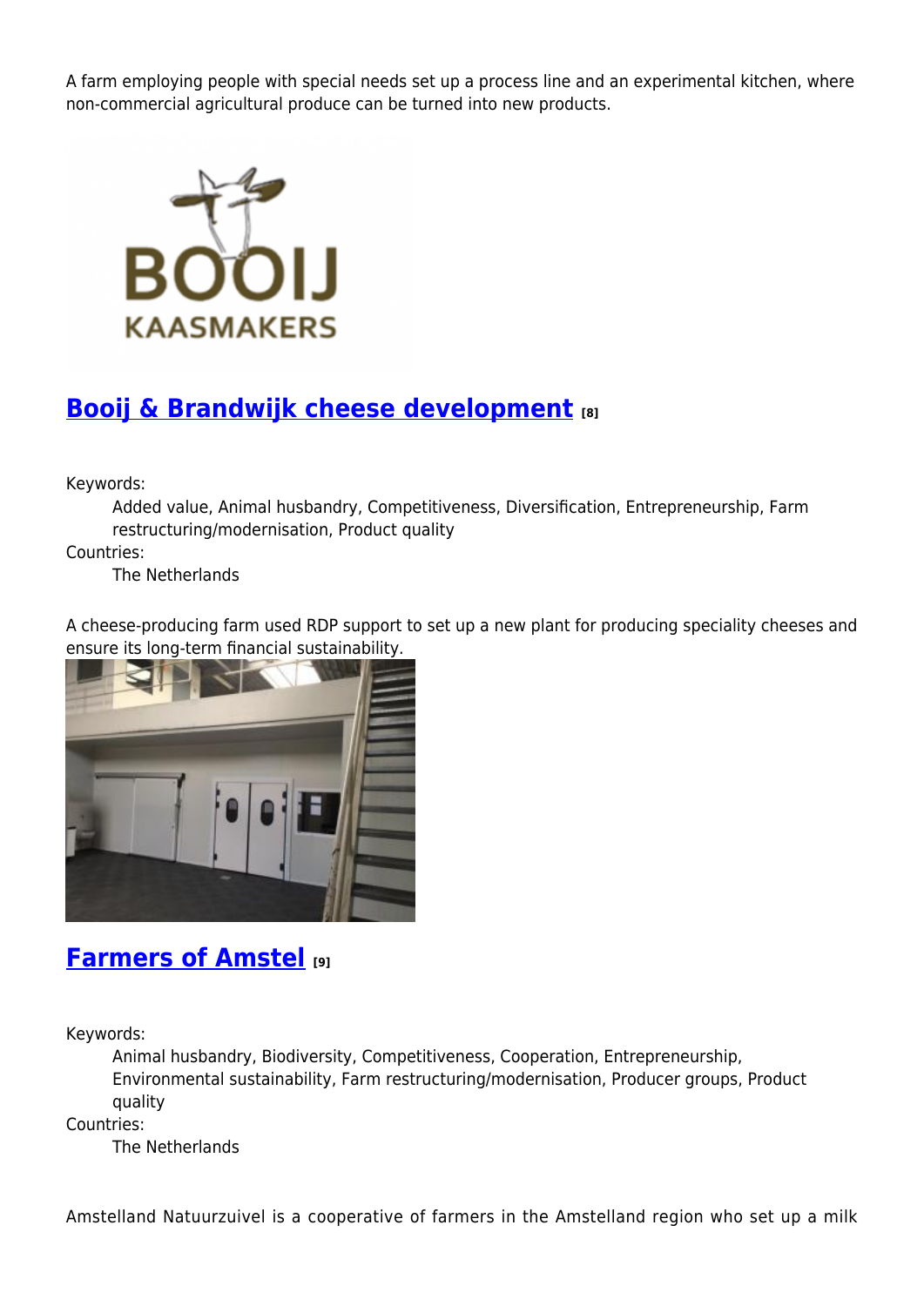A farm employing people with special needs set up a process line and an experimental kitchen, where non-commercial agricultural produce can be turned into new products.

## Booij & Brandwijk cheese development [8]

Keywords:
: Added value, Animal husbandry, Competitiveness, Diversification, Entrepreneurship, Farm restructuring/modernisation, Product quality

Countries:
: The Netherlands

A cheese-producing farm used RDP support to set up a new plant for producing speciality cheeses and ensure its long-term financial sustainability.

## Farmers of Amstel [9]

Keywords:
: Animal husbandry, Biodiversity, Competitiveness, Cooperation, Entrepreneurship, Environmental sustainability, Farm restructuring/modernisation, Producer groups, Product quality

Countries:
: The Netherlands

Amstelland Natuurzuivel is a cooperative of farmers in the Amstelland region who set up a milk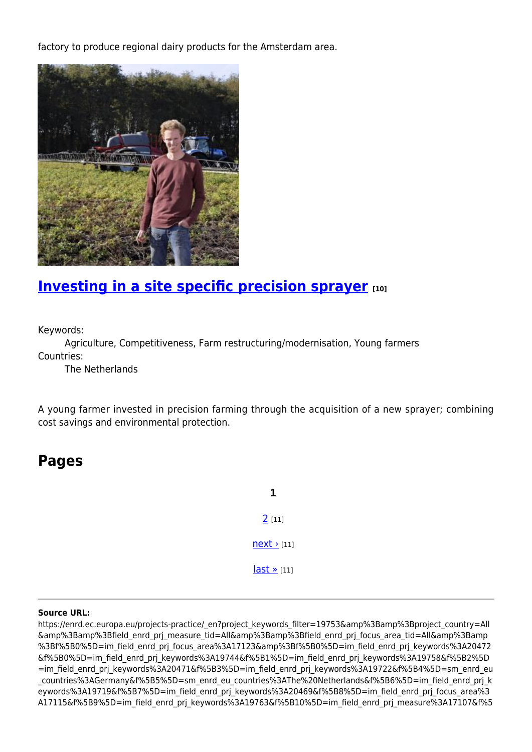factory to produce regional dairy products for the Amsterdam area.

## Investing in a site specific precision sprayer [10]

Keywords:

Agriculture, Competitiveness, Farm restructuring/modernisation, Young farmers

Countries:

The Netherlands

A young farmer invested in precision farming through the acquisition of a new sprayer; combining cost savings and environmental protection.

## Pages

**1**

2 [11]

next › [11]

last » [11]

---

**Source URL:**
https://enrd.ec.europa.eu/projects-practice/_en?project_keywords_filter=19753&amp%3Bamp%3Bproject_country=All&amp%3Bamp%3Bfield_enrd_prj_measure_tid=All&amp%3Bamp%3Bfield_enrd_prj_focus_area_tid=All&amp%3Bamp%3Bf%5B0%5D=im_field_enrd_prj_focus_area%3A17123&amp%3Bf%5B0%5D=im_field_enrd_prj_keywords%3A20472&f%5B0%5D=im_field_enrd_prj_keywords%3A19744&f%5B1%5D=im_field_enrd_prj_keywords%3A19758&f%5B2%5D=im_field_enrd_prj_keywords%3A20471&f%5B3%5D=im_field_enrd_prj_keywords%3A19722&f%5B4%5D=sm_enrd_eu_countries%3AGermany&f%5B5%5D=sm_enrd_eu_countries%3AThe%20Netherlands&f%5B6%5D=im_field_enrd_prj_keywords%3A19719&f%5B7%5D=im_field_enrd_prj_keywords%3A20469&f%5B8%5D=im_field_enrd_prj_focus_area%3A17115&f%5B9%5D=im_field_enrd_prj_keywords%3A19763&f%5B10%5D=im_field_enrd_prj_measure%3A17107&f%5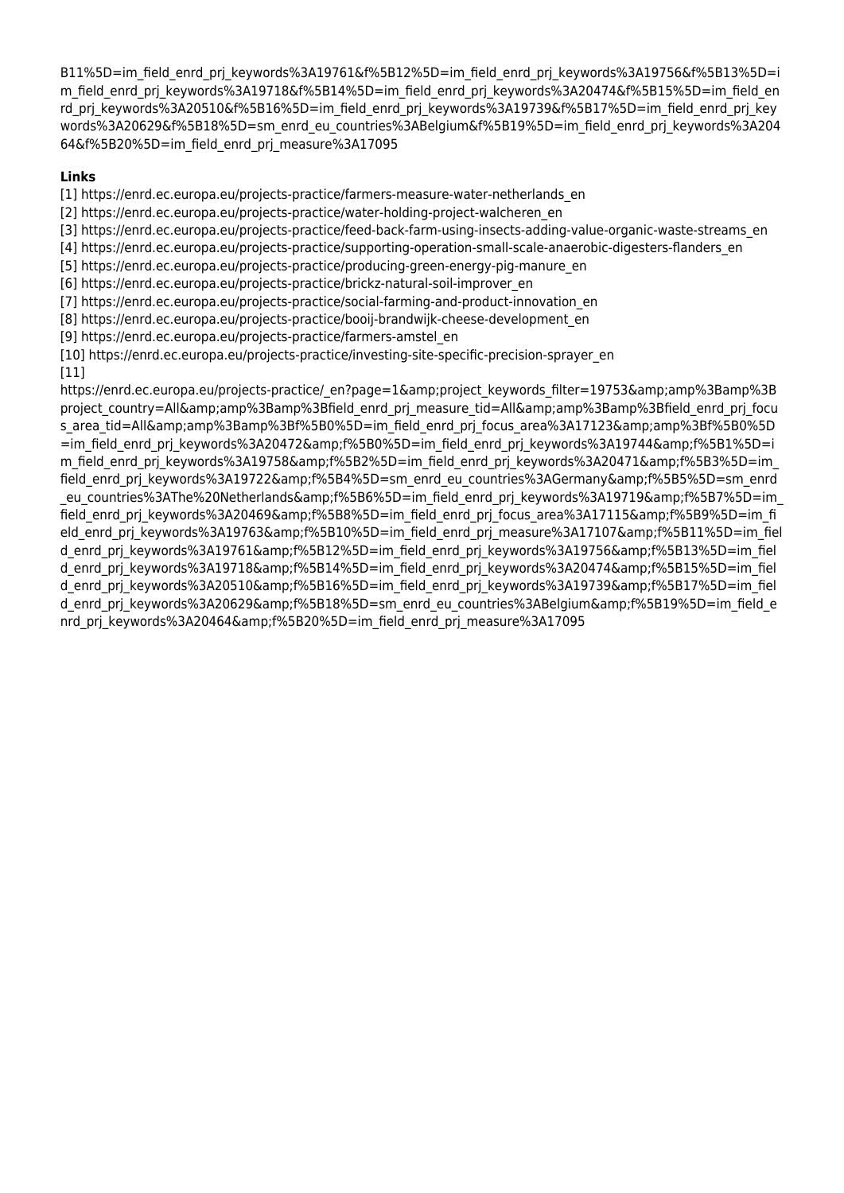B11%5D=im_field_enrd_prj_keywords%3A19761&f%5B12%5D=im_field_enrd_prj_keywords%3A19756&f%5B13%5D=im_field_enrd_prj_keywords%3A19718&f%5B14%5D=im_field_enrd_prj_keywords%3A20474&f%5B15%5D=im_field_enrd_prj_keywords%3A20510&f%5B16%5D=im_field_enrd_prj_keywords%3A19739&f%5B17%5D=im_field_enrd_prj_keywords%3A20629&f%5B18%5D=sm_enrd_eu_countries%3ABelgium&f%5B19%5D=im_field_enrd_prj_keywords%3A20464&f%5B20%5D=im_field_enrd_prj_measure%3A17095

**Links**

[1] https://enrd.ec.europa.eu/projects-practice/farmers-measure-water-netherlands_en

[2] https://enrd.ec.europa.eu/projects-practice/water-holding-project-walcheren_en

[3] https://enrd.ec.europa.eu/projects-practice/feed-back-farm-using-insects-adding-value-organic-waste-streams_en

[4] https://enrd.ec.europa.eu/projects-practice/supporting-operation-small-scale-anaerobic-digesters-flanders_en

[5] https://enrd.ec.europa.eu/projects-practice/producing-green-energy-pig-manure_en

[6] https://enrd.ec.europa.eu/projects-practice/brickz-natural-soil-improver_en

[7] https://enrd.ec.europa.eu/projects-practice/social-farming-and-product-innovation_en

[8] https://enrd.ec.europa.eu/projects-practice/booij-brandwijk-cheese-development_en

[9] https://enrd.ec.europa.eu/projects-practice/farmers-amstel_en

[10] https://enrd.ec.europa.eu/projects-practice/investing-site-specific-precision-sprayer_en

[11] https://enrd.ec.europa.eu/projects-practice/_en?page=1&amp;project_keywords_filter=19753&amp;amp%3Bamp%3Bproject_country=All&amp;amp%3Bamp%3Bfield_enrd_prj_measure_tid=All&amp;amp%3Bamp%3Bfield_enrd_prj_focus_area_tid=All&amp;amp%3Bamp%3Bf%5B0%5D=im_field_enrd_prj_focus_area%3A17123&amp;amp%3Bf%5B0%5D=im_field_enrd_prj_keywords%3A20472&amp;f%5B0%5D=im_field_enrd_prj_keywords%3A19744&amp;f%5B1%5D=im_field_enrd_prj_keywords%3A19758&amp;f%5B2%5D=im_field_enrd_prj_keywords%3A20471&amp;f%5B3%5D=im_field_enrd_prj_keywords%3A19722&amp;f%5B4%5D=sm_enrd_eu_countries%3AGermany&amp;f%5B5%5D=sm_enrd_eu_countries%3AThe%20Netherlands&amp;f%5B6%5D=im_field_enrd_prj_keywords%3A19719&amp;f%5B7%5D=im_field_enrd_prj_keywords%3A20469&amp;f%5B8%5D=im_field_enrd_prj_focus_area%3A17115&amp;f%5B9%5D=im_field_enrd_prj_keywords%3A19763&amp;f%5B10%5D=im_field_enrd_prj_measure%3A17107&amp;f%5B11%5D=im_field_enrd_prj_keywords%3A19761&amp;f%5B12%5D=im_field_enrd_prj_keywords%3A19756&amp;f%5B13%5D=im_field_enrd_prj_keywords%3A19718&amp;f%5B14%5D=im_field_enrd_prj_keywords%3A20474&amp;f%5B15%5D=im_field_enrd_prj_keywords%3A20510&amp;f%5B16%5D=im_field_enrd_prj_keywords%3A19739&amp;f%5B17%5D=im_field_enrd_prj_keywords%3A20629&amp;f%5B18%5D=sm_enrd_eu_countries%3ABelgium&amp;f%5B19%5D=im_field_enrd_prj_keywords%3A20464&amp;f%5B20%5D=im_field_enrd_prj_measure%3A17095